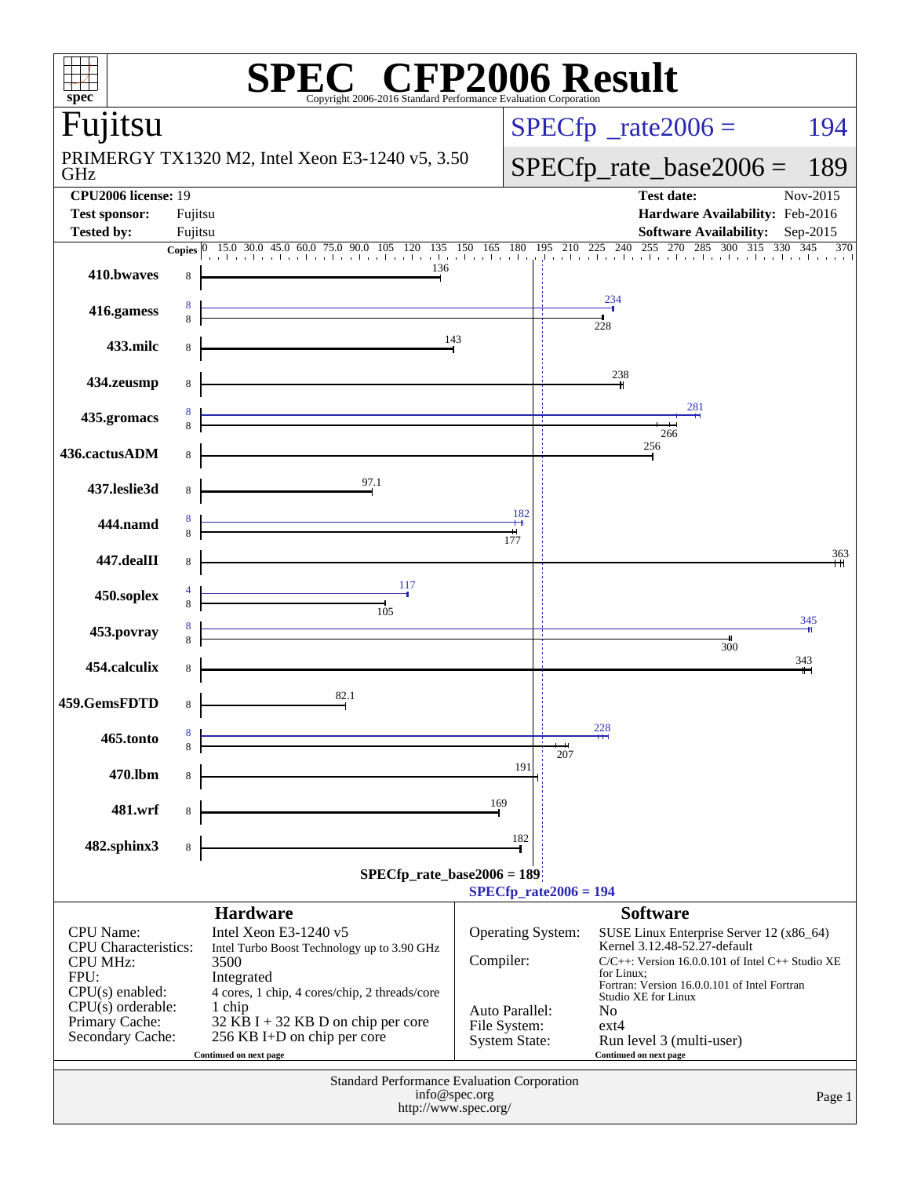# SPEC® CFP2006 Result

Copyright 2006-2016 Standard Performance Evaluation Corporation

## Fujitsu

PRIMERGY TX1320 M2, Intel Xeon E3-1240 v5, 3.50 GHz

SPECfp_rate2006 = 194

SPECfp_rate_base2006 = 189

| | | | |
|---|---|---|---|
| **CPU2006 license:** 19 | | **Test date:** | Nov-2015 |
| **Test sponsor:** | Fujitsu | **Hardware Availability:** | Feb-2016 |
| **Tested by:** | Fujitsu | **Software Availability:** | Sep-2015 |

| Benchmark | Copies (peak) | Peak | Copies (base) | Base |
|---|---|---|---|---|
| 410.bwaves | | | 8 | 136 |
| 416.gamess | 8 | 234 | 8 | 228 |
| 433.milc | | | 8 | 143 |
| 434.zeusmp | | | 8 | 238 |
| 435.gromacs | 8 | 281 | 8 | 266 |
| 436.cactusADM | | | 8 | 256 |
| 437.leslie3d | | | 8 | 97.1 |
| 444.namd | 8 | 182 | 8 | 177 |
| 447.dealII | | | 8 | 363 |
| 450.soplex | 4 | 117 | 8 | 105 |
| 453.povray | 8 | 345 | 8 | 300 |
| 454.calculix | | | 8 | 343 |
| 459.GemsFDTD | | | 8 | 82.1 |
| 465.tonto | 8 | 228 | 8 | 207 |
| 470.lbm | | | 8 | 191 |
| 481.wrf | | | 8 | 169 |
| 482.sphinx3 | | | 8 | 182 |

SPECfp_rate_base2006 = 189

SPECfp_rate2006 = 194

### Hardware

| | |
|---|---|
| CPU Name: | Intel Xeon E3-1240 v5 |
| CPU Characteristics: | Intel Turbo Boost Technology up to 3.90 GHz |
| CPU MHz: | 3500 |
| FPU: | Integrated |
| CPU(s) enabled: | 4 cores, 1 chip, 4 cores/chip, 2 threads/core |
| CPU(s) orderable: | 1 chip |
| Primary Cache: | 32 KB I + 32 KB D on chip per core |
| Secondary Cache: | 256 KB I+D on chip per core |

Continued on next page

### Software

| | |
|---|---|
| Operating System: | SUSE Linux Enterprise Server 12 (x86_64) Kernel 3.12.48-52.27-default |
| Compiler: | C/C++: Version 16.0.0.101 of Intel C++ Studio XE for Linux; Fortran: Version 16.0.0.101 of Intel Fortran Studio XE for Linux |
| Auto Parallel: | No |
| File System: | ext4 |
| System State: | Run level 3 (multi-user) |

Continued on next page

Standard Performance Evaluation Corporation
info@spec.org
http://www.spec.org/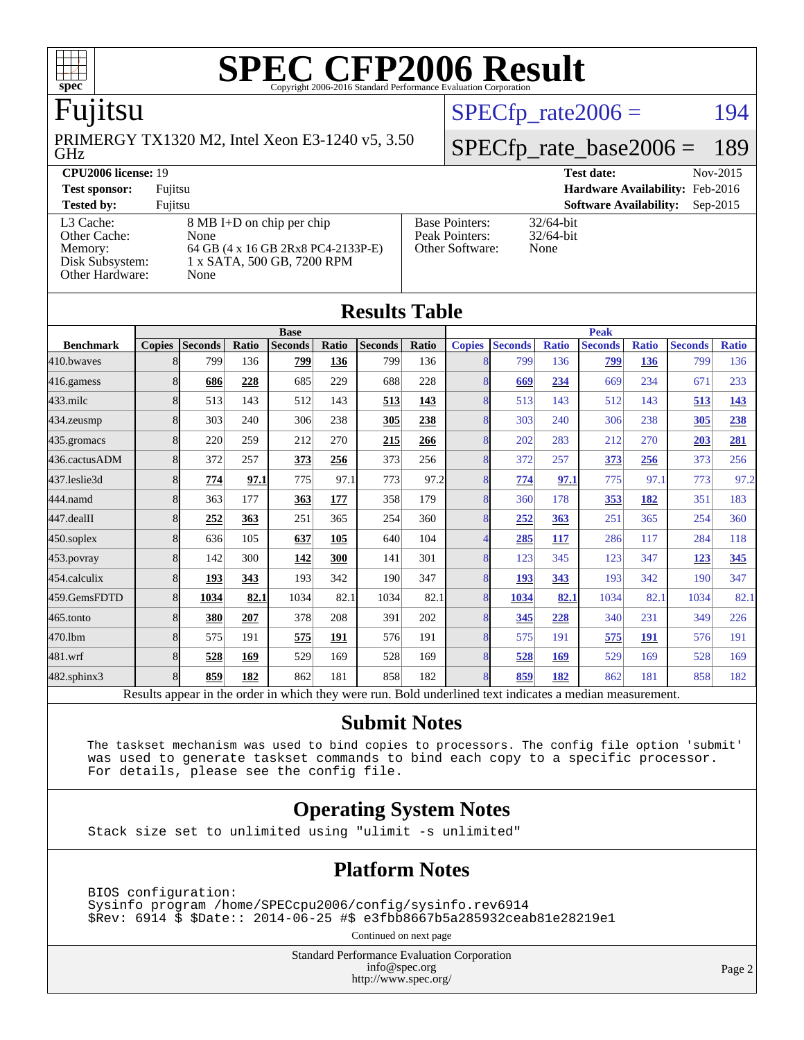# SPEC CFP2006 Result

Copyright 2006-2016 Standard Performance Evaluation Corporation

## Fujitsu

PRIMERGY TX1320 M2, Intel Xeon E3-1240 v5, 3.50 GHz

SPECfp_rate2006 = 194

SPECfp_rate_base2006 = 189

**CPU2006 license:** 19

**Test sponsor:** Fujitsu

**Tested by:** Fujitsu

**Test date:** Nov-2015

**Hardware Availability:** Feb-2016

**Software Availability:** Sep-2015

| | |
|---|---|
| L3 Cache: | 8 MB I+D on chip per chip |
| Other Cache: | None |
| Memory: | 64 GB (4 x 16 GB 2Rx8 PC4-2133P-E) |
| Disk Subsystem: | 1 x SATA, 500 GB, 7200 RPM |
| Other Hardware: | None |

| | |
|---|---|
| Base Pointers: | 32/64-bit |
| Peak Pointers: | 32/64-bit |
| Other Software: | None |

## Results Table

| | Base | | | | | | | Peak | | | | | | |
|---|---|---|---|---|---|---|---|---|---|---|---|---|---|---|
| **Benchmark** | **Copies** | **Seconds** | **Ratio** | **Seconds** | **Ratio** | **Seconds** | **Ratio** | **Copies** | **Seconds** | **Ratio** | **Seconds** | **Ratio** | **Seconds** | **Ratio** |
| 410.bwaves | 8 | 799 | 136 | **799** | **136** | 799 | 136 | 8 | 799 | 136 | **799** | **136** | 799 | 136 |
| 416.gamess | 8 | **686** | **228** | 685 | 229 | 688 | 228 | 8 | **669** | **234** | 669 | 234 | 671 | 233 |
| 433.milc | 8 | 513 | 143 | 512 | 143 | **513** | **143** | 8 | 513 | 143 | 512 | 143 | **513** | **143** |
| 434.zeusmp | 8 | 303 | 240 | 306 | 238 | **305** | **238** | 8 | 303 | 240 | 306 | 238 | **305** | **238** |
| 435.gromacs | 8 | 220 | 259 | 212 | 270 | **215** | **266** | 8 | 202 | 283 | 212 | 270 | **203** | **281** |
| 436.cactusADM | 8 | 372 | 257 | **373** | **256** | 373 | 256 | 8 | 372 | 257 | **373** | **256** | 373 | 256 |
| 437.leslie3d | 8 | **774** | **97.1** | 775 | 97.1 | 773 | 97.2 | 8 | **774** | **97.1** | 775 | 97.1 | 773 | 97.2 |
| 444.namd | 8 | 363 | 177 | **363** | **177** | 358 | 179 | 8 | 360 | 178 | **353** | **182** | 351 | 183 |
| 447.dealII | 8 | **252** | **363** | 251 | 365 | 254 | 360 | 8 | **252** | **363** | 251 | 365 | 254 | 360 |
| 450.soplex | 8 | 636 | 105 | **637** | **105** | 640 | 104 | 4 | **285** | **117** | 286 | 117 | 284 | 118 |
| 453.povray | 8 | 142 | 300 | **142** | **300** | 141 | 301 | 8 | 123 | 345 | 123 | 347 | **123** | **345** |
| 454.calculix | 8 | **193** | **343** | 193 | 342 | 190 | 347 | 8 | **193** | **343** | 193 | 342 | 190 | 347 |
| 459.GemsFDTD | 8 | **1034** | **82.1** | 1034 | 82.1 | 1034 | 82.1 | 8 | **1034** | **82.1** | 1034 | 82.1 | 1034 | 82.1 |
| 465.tonto | 8 | **380** | **207** | 378 | 208 | 391 | 202 | 8 | **345** | **228** | 340 | 231 | 349 | 226 |
| 470.lbm | 8 | 575 | 191 | **575** | **191** | 576 | 191 | 8 | 575 | 191 | **575** | **191** | 576 | 191 |
| 481.wrf | 8 | **528** | **169** | 529 | 169 | 528 | 169 | 8 | **528** | **169** | 529 | 169 | 528 | 169 |
| 482.sphinx3 | 8 | **859** | **182** | 862 | 181 | 858 | 182 | 8 | **859** | **182** | 862 | 181 | 858 | 182 |

Results appear in the order in which they were run. Bold underlined text indicates a median measurement.

## Submit Notes

```
The taskset mechanism was used to bind copies to processors. The config file option 'submit'
was used to generate taskset commands to bind each copy to a specific processor.
For details, please see the config file.
```

## Operating System Notes

```
Stack size set to unlimited using "ulimit -s unlimited"
```

## Platform Notes

```
BIOS configuration:
Sysinfo program /home/SPECcpu2006/config/sysinfo.rev6914
$Rev: 6914 $ $Date:: 2014-06-25 #$ e3fbb8667b5a285932ceab81e28219e1
```

Continued on next page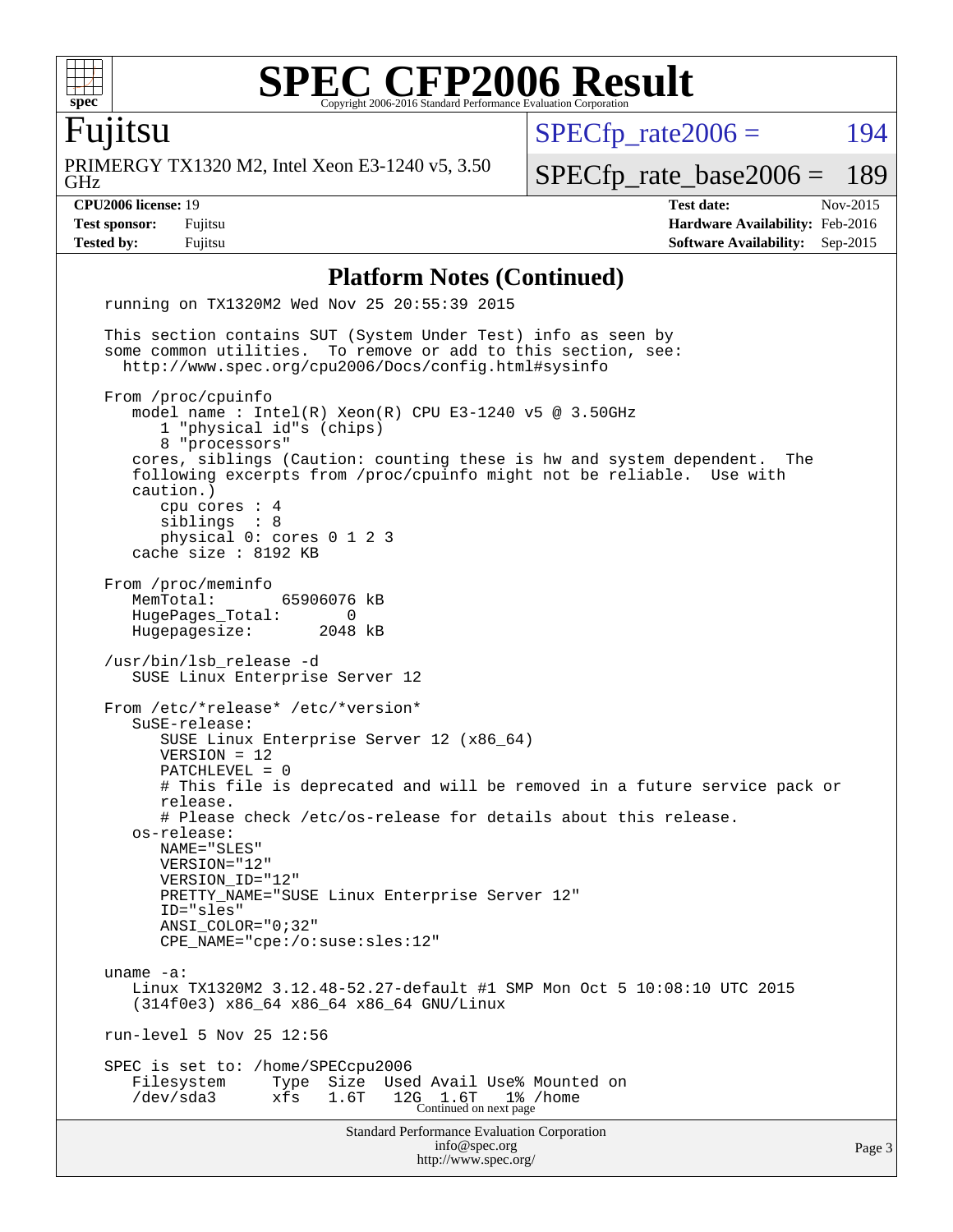# SPEC CFP2006 Result

Copyright 2006-2016 Standard Performance Evaluation Corporation

## Fujitsu

PRIMERGY TX1320 M2, Intel Xeon E3-1240 v5, 3.50 GHz

SPECfp_rate2006 = 194

SPECfp_rate_base2006 = 189

| | | | |
|---|---|---|---|
| **CPU2006 license:** | 19 | **Test date:** | Nov-2015 |
| **Test sponsor:** | Fujitsu | **Hardware Availability:** | Feb-2016 |
| **Tested by:** | Fujitsu | **Software Availability:** | Sep-2015 |

### Platform Notes (Continued)

```
running on TX1320M2 Wed Nov 25 20:55:39 2015

This section contains SUT (System Under Test) info as seen by
some common utilities.  To remove or add to this section, see:
  http://www.spec.org/cpu2006/Docs/config.html#sysinfo

From /proc/cpuinfo
   model name : Intel(R) Xeon(R) CPU E3-1240 v5 @ 3.50GHz
      1 "physical id"s (chips)
      8 "processors"
   cores, siblings (Caution: counting these is hw and system dependent.  The
   following excerpts from /proc/cpuinfo might not be reliable.  Use with
   caution.)
      cpu cores : 4
      siblings  : 8
      physical 0: cores 0 1 2 3
   cache size : 8192 KB

From /proc/meminfo
   MemTotal:       65906076 kB
   HugePages_Total:       0
   Hugepagesize:       2048 kB

/usr/bin/lsb_release -d
   SUSE Linux Enterprise Server 12

From /etc/*release* /etc/*version*
   SuSE-release:
      SUSE Linux Enterprise Server 12 (x86_64)
      VERSION = 12
      PATCHLEVEL = 0
      # This file is deprecated and will be removed in a future service pack or
      release.
      # Please check /etc/os-release for details about this release.
   os-release:
      NAME="SLES"
      VERSION="12"
      VERSION_ID="12"
      PRETTY_NAME="SUSE Linux Enterprise Server 12"
      ID="sles"
      ANSI_COLOR="0;32"
      CPE_NAME="cpe:/o:suse:sles:12"

uname -a:
   Linux TX1320M2 3.12.48-52.27-default #1 SMP Mon Oct 5 10:08:10 UTC 2015
   (314f0e3) x86_64 x86_64 x86_64 GNU/Linux

run-level 5 Nov 25 12:56

SPEC is set to: /home/SPECcpu2006
   Filesystem     Type  Size  Used Avail Use% Mounted on
   /dev/sda3      xfs   1.6T   12G  1.6T   1% /home
```

Continued on next page

Standard Performance Evaluation Corporation
info@spec.org
http://www.spec.org/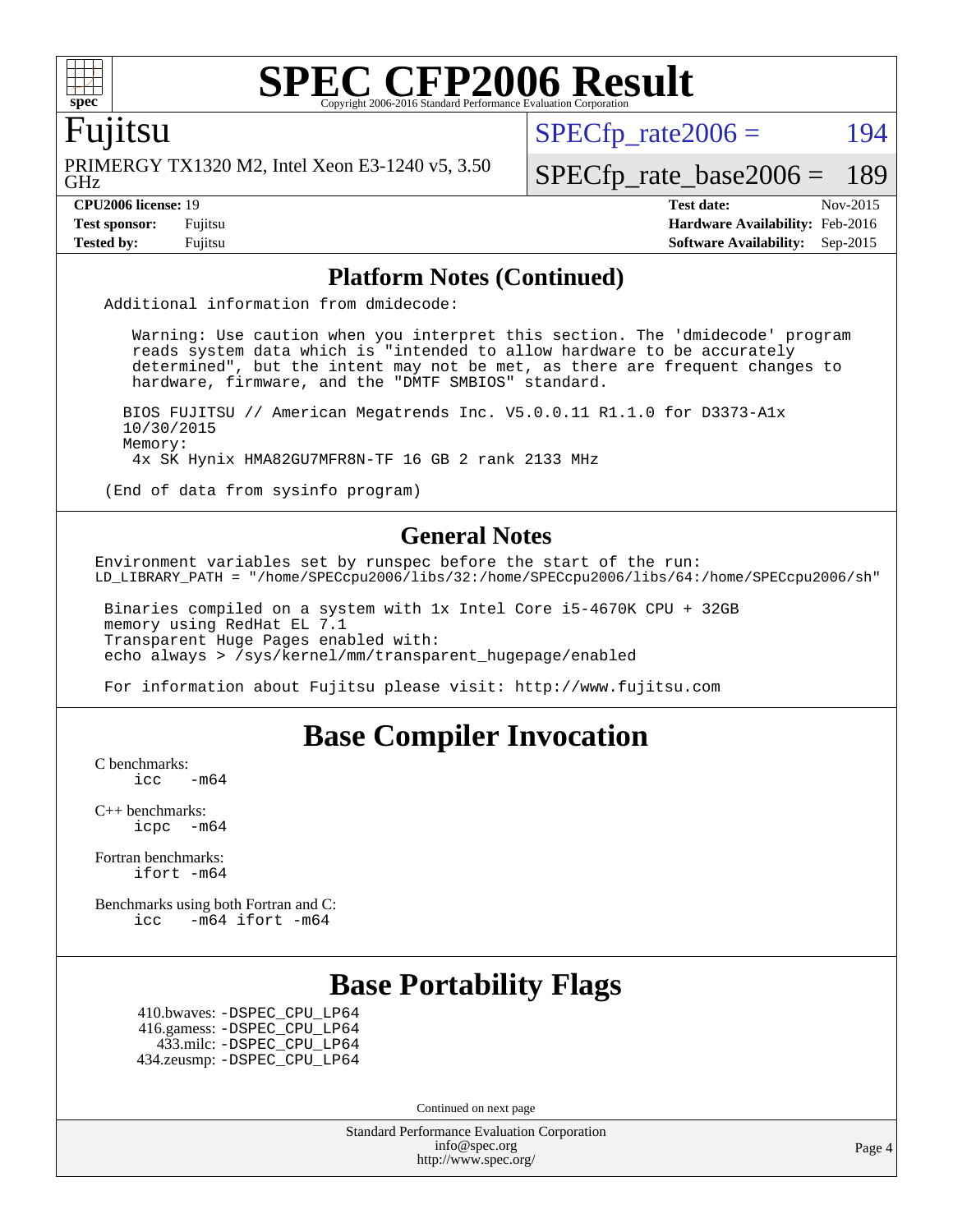# SPEC CFP2006 Result

Copyright 2006-2016 Standard Performance Evaluation Corporation

## Fujitsu

PRIMERGY TX1320 M2, Intel Xeon E3-1240 v5, 3.50 GHz

SPECfp_rate2006 = 194

SPECfp_rate_base2006 = 189

| | | | |
|---|---|---|---|
| **CPU2006 license:** 19 | | **Test date:** | Nov-2015 |
| **Test sponsor:** | Fujitsu | **Hardware Availability:** | Feb-2016 |
| **Tested by:** | Fujitsu | **Software Availability:** | Sep-2015 |

## Platform Notes (Continued)

```
Additional information from dmidecode:

   Warning: Use caution when you interpret this section. The 'dmidecode' program
   reads system data which is "intended to allow hardware to be accurately
   determined", but the intent may not be met, as there are frequent changes to
   hardware, firmware, and the "DMTF SMBIOS" standard.

  BIOS FUJITSU // American Megatrends Inc. V5.0.0.11 R1.1.0 for D3373-A1x
  10/30/2015
  Memory:
   4x SK Hynix HMA82GU7MFR8N-TF 16 GB 2 rank 2133 MHz

(End of data from sysinfo program)
```

## General Notes

```
Environment variables set by runspec before the start of the run:
LD_LIBRARY_PATH = "/home/SPECcpu2006/libs/32:/home/SPECcpu2006/libs/64:/home/SPECcpu2006/sh"

 Binaries compiled on a system with 1x Intel Core i5-4670K CPU + 32GB
 memory using RedHat EL 7.1
 Transparent Huge Pages enabled with:
 echo always > /sys/kernel/mm/transparent_hugepage/enabled

 For information about Fujitsu please visit: http://www.fujitsu.com
```

## Base Compiler Invocation

C benchmarks:
```
icc   -m64
```

C++ benchmarks:
```
icpc  -m64
```

Fortran benchmarks:
```
ifort -m64
```

Benchmarks using both Fortran and C:
```
icc   -m64 ifort -m64
```

## Base Portability Flags

410.bwaves: -DSPEC_CPU_LP64
416.gamess: -DSPEC_CPU_LP64
433.milc: -DSPEC_CPU_LP64
434.zeusmp: -DSPEC_CPU_LP64

Continued on next page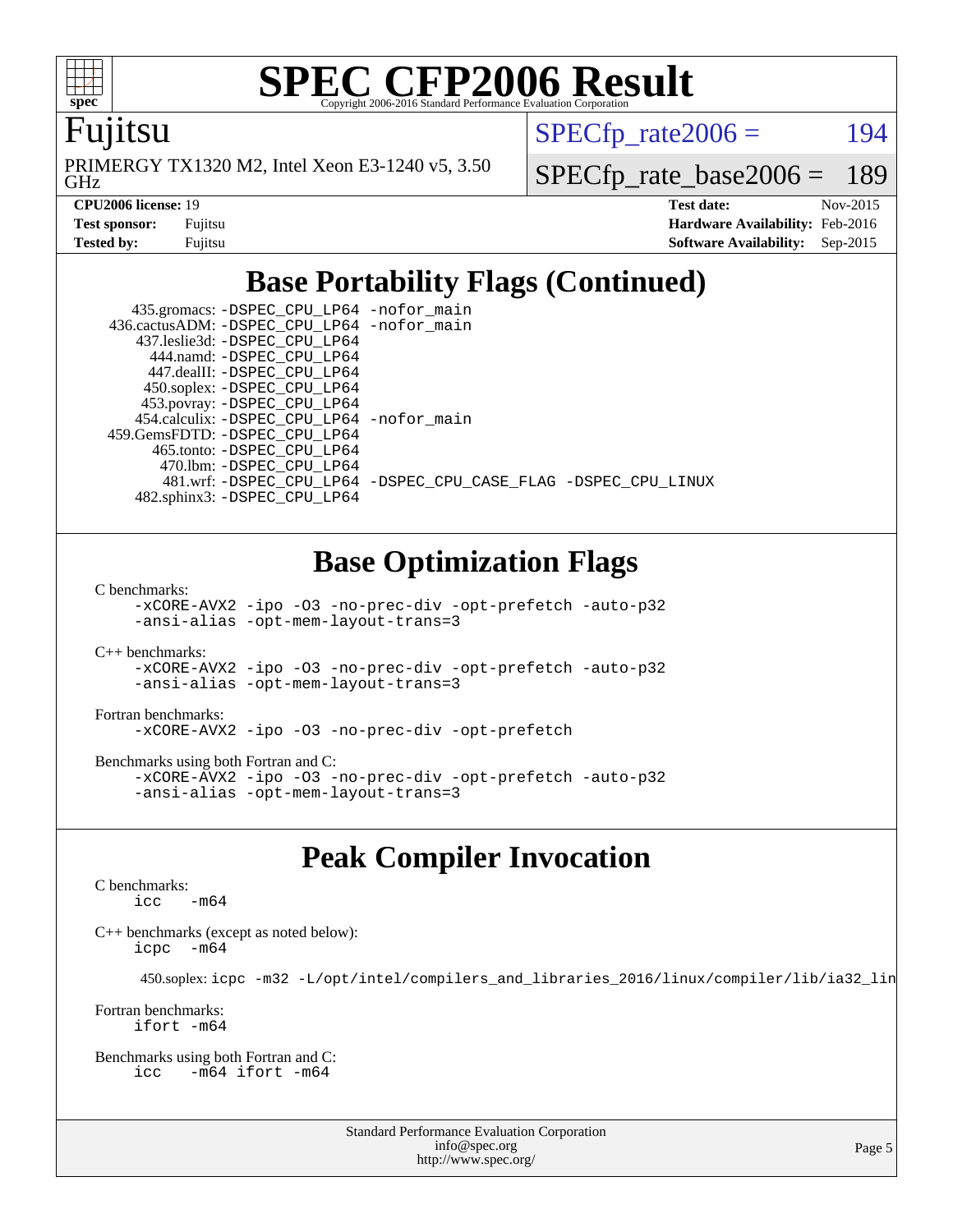# SPEC CFP2006 Result

Copyright 2006-2016 Standard Performance Evaluation Corporation

## Fujitsu

PRIMERGY TX1320 M2, Intel Xeon E3-1240 v5, 3.50 GHz

SPECfp_rate2006 = 194

SPECfp_rate_base2006 = 189

**CPU2006 license:** 19
**Test sponsor:** Fujitsu
**Tested by:** Fujitsu

**Test date:** Nov-2015
**Hardware Availability:** Feb-2016
**Software Availability:** Sep-2015

## Base Portability Flags (Continued)

435.gromacs: -DSPEC_CPU_LP64 -nofor_main
436.cactusADM: -DSPEC_CPU_LP64 -nofor_main
437.leslie3d: -DSPEC_CPU_LP64
444.namd: -DSPEC_CPU_LP64
447.dealII: -DSPEC_CPU_LP64
450.soplex: -DSPEC_CPU_LP64
453.povray: -DSPEC_CPU_LP64
454.calculix: -DSPEC_CPU_LP64 -nofor_main
459.GemsFDTD: -DSPEC_CPU_LP64
465.tonto: -DSPEC_CPU_LP64
470.lbm: -DSPEC_CPU_LP64
481.wrf: -DSPEC_CPU_LP64 -DSPEC_CPU_CASE_FLAG -DSPEC_CPU_LINUX
482.sphinx3: -DSPEC_CPU_LP64

## Base Optimization Flags

C benchmarks:
```
-xCORE-AVX2 -ipo -O3 -no-prec-div -opt-prefetch -auto-p32
-ansi-alias -opt-mem-layout-trans=3
```

C++ benchmarks:
```
-xCORE-AVX2 -ipo -O3 -no-prec-div -opt-prefetch -auto-p32
-ansi-alias -opt-mem-layout-trans=3
```

Fortran benchmarks:
```
-xCORE-AVX2 -ipo -O3 -no-prec-div -opt-prefetch
```

Benchmarks using both Fortran and C:
```
-xCORE-AVX2 -ipo -O3 -no-prec-div -opt-prefetch -auto-p32
-ansi-alias -opt-mem-layout-trans=3
```

## Peak Compiler Invocation

C benchmarks:
```
icc   -m64
```

C++ benchmarks (except as noted below):
```
icpc  -m64
```

450.soplex: `icpc -m32 -L/opt/intel/compilers_and_libraries_2016/linux/compiler/lib/ia32_lin`

Fortran benchmarks:
```
ifort -m64
```

Benchmarks using both Fortran and C:
```
icc   -m64 ifort -m64
```

Standard Performance Evaluation Corporation
info@spec.org
http://www.spec.org/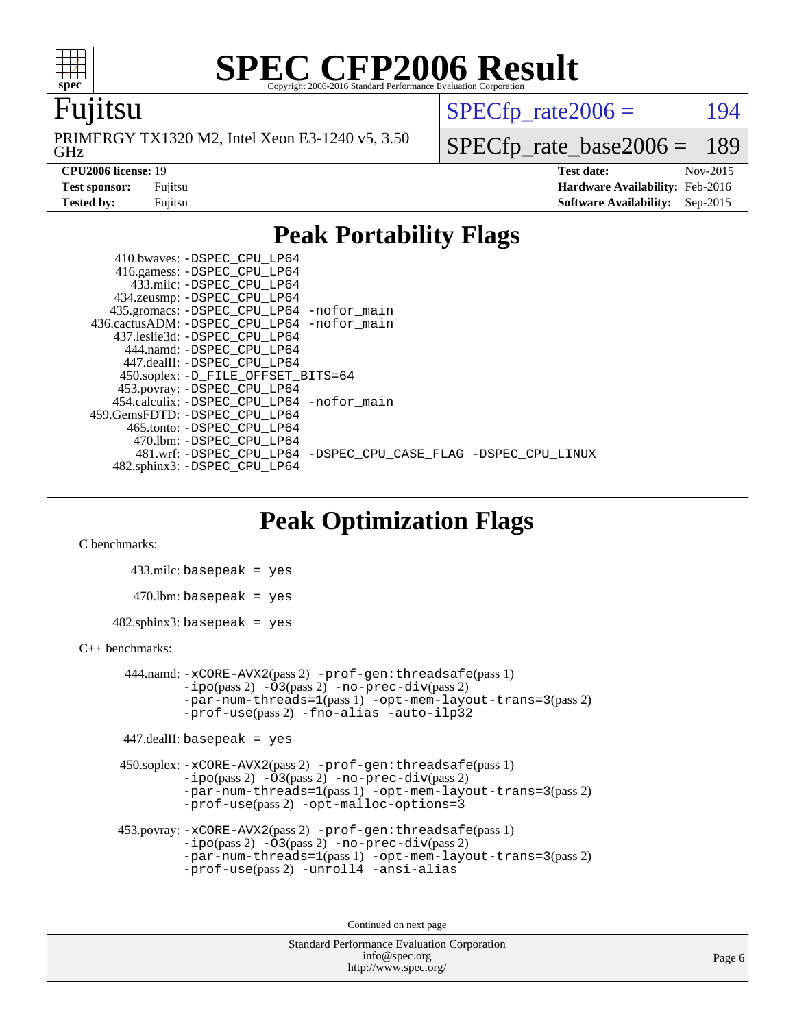# SPEC CFP2006 Result

Copyright 2006-2016 Standard Performance Evaluation Corporation

## Fujitsu

PRIMERGY TX1320 M2, Intel Xeon E3-1240 v5, 3.50 GHz

SPECfp_rate2006 = 194

SPECfp_rate_base2006 = 189

| | | | |
|---|---|---|---|
| **CPU2006 license:** | 19 | **Test date:** | Nov-2015 |
| **Test sponsor:** | Fujitsu | **Hardware Availability:** | Feb-2016 |
| **Tested by:** | Fujitsu | **Software Availability:** | Sep-2015 |

## Peak Portability Flags

410.bwaves: -DSPEC_CPU_LP64
416.gamess: -DSPEC_CPU_LP64
433.milc: -DSPEC_CPU_LP64
434.zeusmp: -DSPEC_CPU_LP64
435.gromacs: -DSPEC_CPU_LP64 -nofor_main
436.cactusADM: -DSPEC_CPU_LP64 -nofor_main
437.leslie3d: -DSPEC_CPU_LP64
444.namd: -DSPEC_CPU_LP64
447.dealII: -DSPEC_CPU_LP64
450.soplex: -D_FILE_OFFSET_BITS=64
453.povray: -DSPEC_CPU_LP64
454.calculix: -DSPEC_CPU_LP64 -nofor_main
459.GemsFDTD: -DSPEC_CPU_LP64
465.tonto: -DSPEC_CPU_LP64
470.lbm: -DSPEC_CPU_LP64
481.wrf: -DSPEC_CPU_LP64 -DSPEC_CPU_CASE_FLAG -DSPEC_CPU_LINUX
482.sphinx3: -DSPEC_CPU_LP64

## Peak Optimization Flags

C benchmarks:

433.milc: basepeak = yes

470.lbm: basepeak = yes

482.sphinx3: basepeak = yes

C++ benchmarks:

444.namd: -xCORE-AVX2(pass 2) -prof-gen:threadsafe(pass 1) -ipo(pass 2) -O3(pass 2) -no-prec-div(pass 2) -par-num-threads=1(pass 1) -opt-mem-layout-trans=3(pass 2) -prof-use(pass 2) -fno-alias -auto-ilp32

447.dealII: basepeak = yes

450.soplex: -xCORE-AVX2(pass 2) -prof-gen:threadsafe(pass 1) -ipo(pass 2) -O3(pass 2) -no-prec-div(pass 2) -par-num-threads=1(pass 1) -opt-mem-layout-trans=3(pass 2) -prof-use(pass 2) -opt-malloc-options=3

453.povray: -xCORE-AVX2(pass 2) -prof-gen:threadsafe(pass 1) -ipo(pass 2) -O3(pass 2) -no-prec-div(pass 2) -par-num-threads=1(pass 1) -opt-mem-layout-trans=3(pass 2) -prof-use(pass 2) -unroll4 -ansi-alias

Continued on next page

Standard Performance Evaluation Corporation
info@spec.org
http://www.spec.org/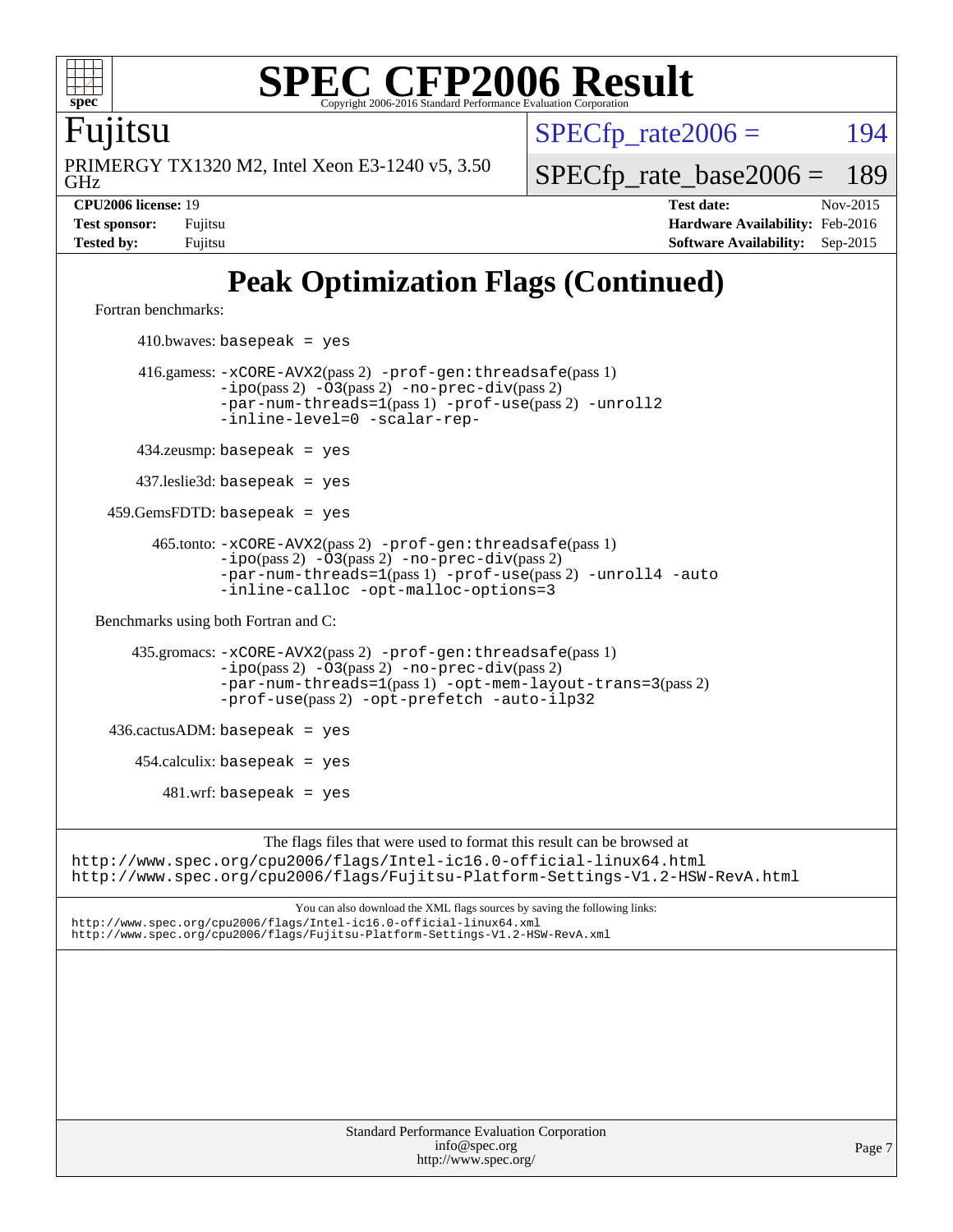# SPEC CFP2006 Result

Copyright 2006-2016 Standard Performance Evaluation Corporation

**Fujitsu**

PRIMERGY TX1320 M2, Intel Xeon E3-1240 v5, 3.50 GHz

SPECfp_rate2006 = 194

SPECfp_rate_base2006 = 189

| | | | |
|---|---|---|---|
| **CPU2006 license:** 19 | | **Test date:** | Nov-2015 |
| **Test sponsor:** | Fujitsu | **Hardware Availability:** | Feb-2016 |
| **Tested by:** | Fujitsu | **Software Availability:** | Sep-2015 |

## Peak Optimization Flags (Continued)

Fortran benchmarks:

410.bwaves: `basepeak = yes`

416.gamess: `-xCORE-AVX2`(pass 2) `-prof-gen:threadsafe`(pass 1) `-ipo`(pass 2) `-O3`(pass 2) `-no-prec-div`(pass 2) `-par-num-threads=1`(pass 1) `-prof-use`(pass 2) `-unroll2` `-inline-level=0` `-scalar-rep-`

434.zeusmp: `basepeak = yes`

437.leslie3d: `basepeak = yes`

459.GemsFDTD: `basepeak = yes`

465.tonto: `-xCORE-AVX2`(pass 2) `-prof-gen:threadsafe`(pass 1) `-ipo`(pass 2) `-O3`(pass 2) `-no-prec-div`(pass 2) `-par-num-threads=1`(pass 1) `-prof-use`(pass 2) `-unroll4` `-auto` `-inline-calloc` `-opt-malloc-options=3`

Benchmarks using both Fortran and C:

435.gromacs: `-xCORE-AVX2`(pass 2) `-prof-gen:threadsafe`(pass 1) `-ipo`(pass 2) `-O3`(pass 2) `-no-prec-div`(pass 2) `-par-num-threads=1`(pass 1) `-opt-mem-layout-trans=3`(pass 2) `-prof-use`(pass 2) `-opt-prefetch` `-auto-ilp32`

436.cactusADM: `basepeak = yes`

454.calculix: `basepeak = yes`

481.wrf: `basepeak = yes`

The flags files that were used to format this result can be browsed at
http://www.spec.org/cpu2006/flags/Intel-ic16.0-official-linux64.html
http://www.spec.org/cpu2006/flags/Fujitsu-Platform-Settings-V1.2-HSW-RevA.html

You can also download the XML flags sources by saving the following links:
http://www.spec.org/cpu2006/flags/Intel-ic16.0-official-linux64.xml
http://www.spec.org/cpu2006/flags/Fujitsu-Platform-Settings-V1.2-HSW-RevA.xml

Standard Performance Evaluation Corporation
info@spec.org
http://www.spec.org/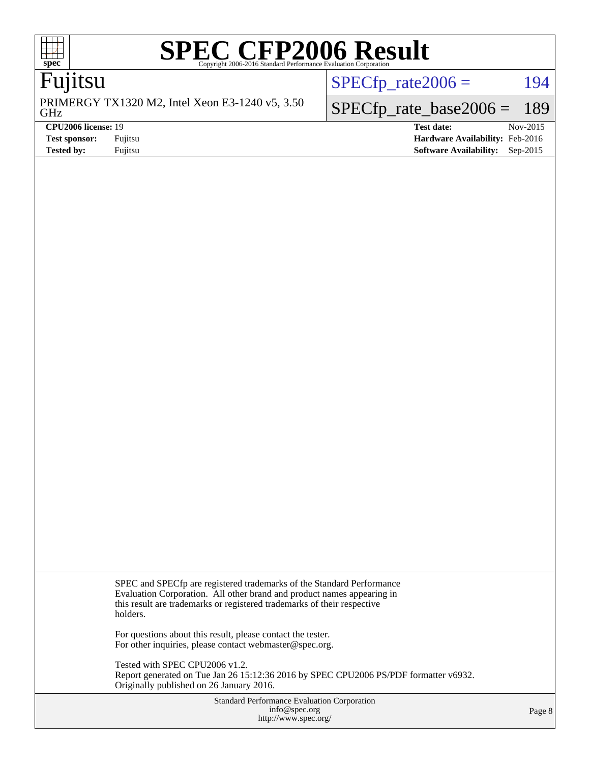SPEC and SPECfp are registered trademarks of the Standard Performance Evaluation Corporation. All other brand and product names appearing in this result are trademarks or registered trademarks of their respective holders.

For questions about this result, please contact the tester.
For other inquiries, please contact webmaster@spec.org.

Tested with SPEC CPU2006 v1.2.
Report generated on Tue Jan 26 15:12:36 2016 by SPEC CPU2006 PS/PDF formatter v6932.
Originally published on 26 January 2016.